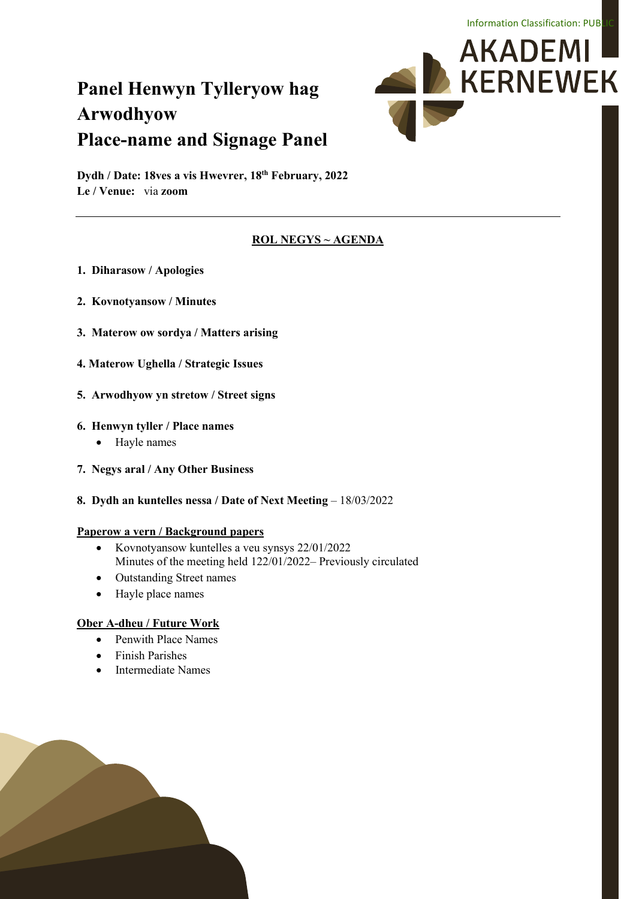Information Classification: PUBLIC

AKADEMI KERNEWEK

# Panel Henwyn Tylleryow hag Arwodhyow
# Place-name and Signage Panel

**Dydh / Date: 18ves a vis Hwevrer, 18th February, 2022**
**Le / Venue:** via **zoom**

---

## ROL NEGYS ~ AGENDA

1. **Diharasow / Apologies**
2. **Kovnotyansow / Minutes**
3. **Materow ow sordya / Matters arising**
4. **Materow Ughella / Strategic Issues**
5. **Arwodhyow yn stretow / Street signs**
6. **Henwyn tyller / Place names**
   - Hayle names
7. **Negys aral / Any Other Business**
8. **Dydh an kuntelles nessa / Date of Next Meeting** – 18/03/2022

### Paperow a vern / Background papers

- Kovnotyansow kuntelles a veu synsys 22/01/2022
  Minutes of the meeting held 122/01/2022– Previously circulated
- Outstanding Street names
- Hayle place names

### Ober A-dheu / Future Work

- Penwith Place Names
- Finish Parishes
- Intermediate Names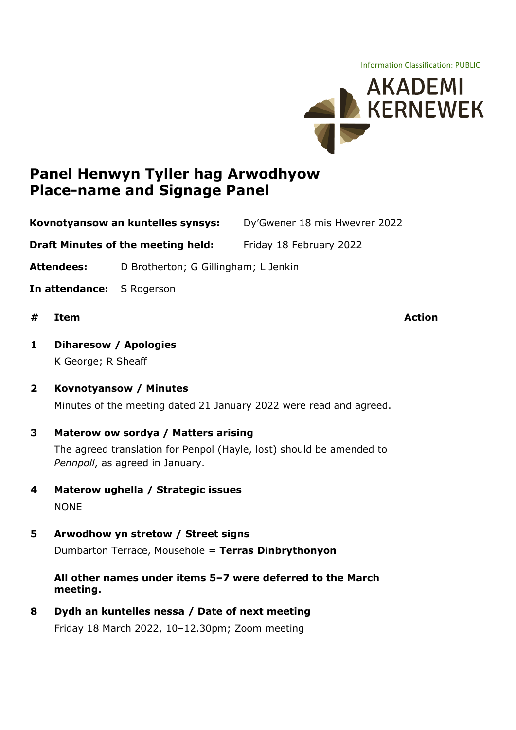Information Classification: PUBLIC

AKADEMI KERNEWEK

# Panel Henwyn Tyller hag Arwodhyow
# Place-name and Signage Panel

**Kovnotyansow an kuntelles synsys:** Dy'Gwener 18 mis Hwevrer 2022

**Draft Minutes of the meeting held:** Friday 18 February 2022

**Attendees:** D Brotherton; G Gillingham; L Jenkin

**In attendance:** S Rogerson

| # | Item | Action |
|---|---|---|
| **1** | **Diharesow / Apologies**<br>K George; R Sheaff | |
| **2** | **Kovnotyansow / Minutes**<br>Minutes of the meeting dated 21 January 2022 were read and agreed. | |
| **3** | **Materow ow sordya / Matters arising**<br>The agreed translation for Penpol (Hayle, lost) should be amended to *Pennpoll*, as agreed in January. | |
| **4** | **Materow ughella / Strategic issues**<br>NONE | |
| **5** | **Arwodhow yn stretow / Street signs**<br>Dumbarton Terrace, Mousehole = **Terras Dinbrythonyon**<br><br>**All other names under items 5–7 were deferred to the March meeting.** | |
| **8** | **Dydh an kuntelles nessa / Date of next meeting**<br>Friday 18 March 2022, 10–12.30pm; Zoom meeting | |